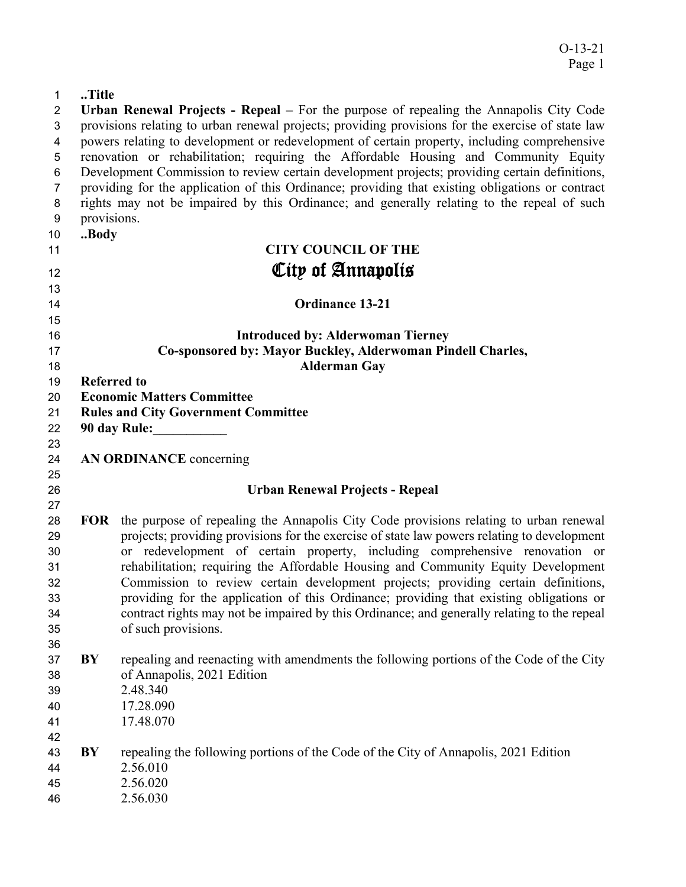..Title

**Urban Renewal Projects - Repeal** – For the purpose of repealing the Annapolis City Code provisions relating to urban renewal projects; providing provisions for the exercise of state law powers relating to development or redevelopment of certain property, including comprehensive renovation or rehabilitation; requiring the Affordable Housing and Community Equity Development Commission to review certain development projects; providing certain definitions, providing for the application of this Ordinance; providing that existing obligations or contract rights may not be impaired by this Ordinance; and generally relating to the repeal of such provisions.

..Body

**CITY COUNCIL OF THE**

# City of Annapolis

**Ordinance 13-21**

**Introduced by: Alderwoman Tierney**
**Co-sponsored by: Mayor Buckley, Alderwoman Pindell Charles, Alderman Gay**

**Referred to**
**Economic Matters Committee**
**Rules and City Government Committee**
**90 day Rule:___________**

**AN ORDINANCE** concerning

**Urban Renewal Projects - Repeal**

**FOR** the purpose of repealing the Annapolis City Code provisions relating to urban renewal projects; providing provisions for the exercise of state law powers relating to development or redevelopment of certain property, including comprehensive renovation or rehabilitation; requiring the Affordable Housing and Community Equity Development Commission to review certain development projects; providing certain definitions, providing for the application of this Ordinance; providing that existing obligations or contract rights may not be impaired by this Ordinance; and generally relating to the repeal of such provisions.

**BY** repealing and reenacting with amendments the following portions of the Code of the City of Annapolis, 2021 Edition
2.48.340
17.28.090
17.48.070

**BY** repealing the following portions of the Code of the City of Annapolis, 2021 Edition
2.56.010
2.56.020
2.56.030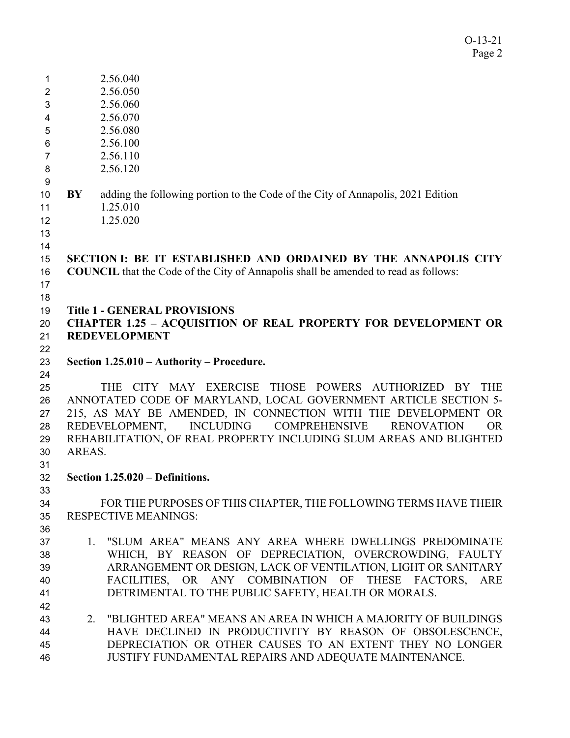2.56.040
2.56.050
2.56.060
2.56.070
2.56.080
2.56.100
2.56.110
2.56.120

**BY** adding the following portion to the Code of the City of Annapolis, 2021 Edition
1.25.010
1.25.020

**SECTION I: BE IT ESTABLISHED AND ORDAINED BY THE ANNAPOLIS CITY COUNCIL** that the Code of the City of Annapolis shall be amended to read as follows:

**Title 1 - GENERAL PROVISIONS**
**CHAPTER 1.25 – ACQUISITION OF REAL PROPERTY FOR DEVELOPMENT OR REDEVELOPMENT**

**Section 1.25.010 – Authority – Procedure.**

THE CITY MAY EXERCISE THOSE POWERS AUTHORIZED BY THE ANNOTATED CODE OF MARYLAND, LOCAL GOVERNMENT ARTICLE SECTION 5-215, AS MAY BE AMENDED, IN CONNECTION WITH THE DEVELOPMENT OR REDEVELOPMENT, INCLUDING COMPREHENSIVE RENOVATION OR REHABILITATION, OF REAL PROPERTY INCLUDING SLUM AREAS AND BLIGHTED AREAS.

**Section 1.25.020 – Definitions.**

FOR THE PURPOSES OF THIS CHAPTER, THE FOLLOWING TERMS HAVE THEIR RESPECTIVE MEANINGS:

1. "SLUM AREA" MEANS ANY AREA WHERE DWELLINGS PREDOMINATE WHICH, BY REASON OF DEPRECIATION, OVERCROWDING, FAULTY ARRANGEMENT OR DESIGN, LACK OF VENTILATION, LIGHT OR SANITARY FACILITIES, OR ANY COMBINATION OF THESE FACTORS, ARE DETRIMENTAL TO THE PUBLIC SAFETY, HEALTH OR MORALS.

2. "BLIGHTED AREA" MEANS AN AREA IN WHICH A MAJORITY OF BUILDINGS HAVE DECLINED IN PRODUCTIVITY BY REASON OF OBSOLESCENCE, DEPRECIATION OR OTHER CAUSES TO AN EXTENT THEY NO LONGER JUSTIFY FUNDAMENTAL REPAIRS AND ADEQUATE MAINTENANCE.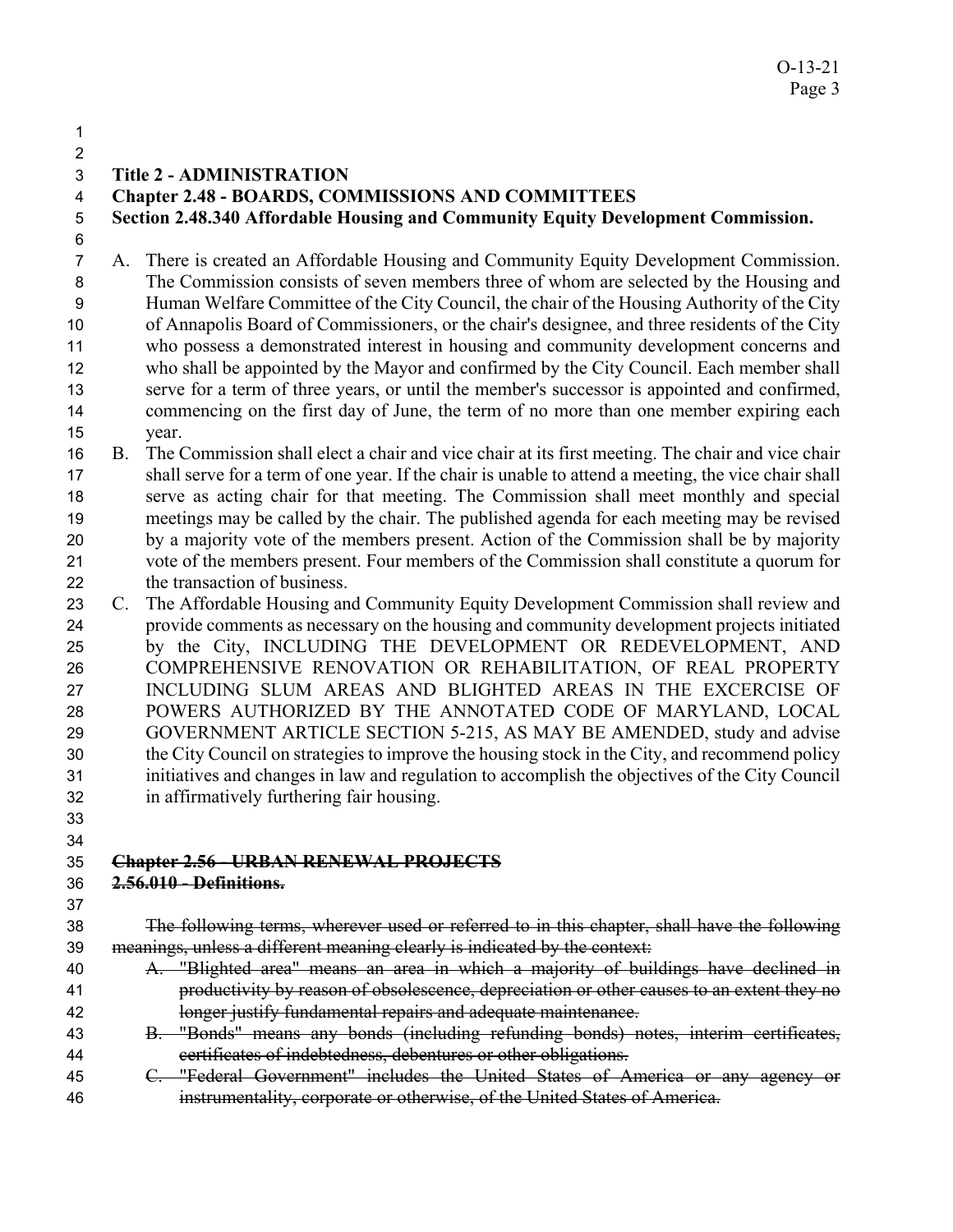**Title 2 - ADMINISTRATION**
**Chapter 2.48 - BOARDS, COMMISSIONS AND COMMITTEES**
**Section 2.48.340 Affordable Housing and Community Equity Development Commission.**

A. There is created an Affordable Housing and Community Equity Development Commission. The Commission consists of seven members three of whom are selected by the Housing and Human Welfare Committee of the City Council, the chair of the Housing Authority of the City of Annapolis Board of Commissioners, or the chair's designee, and three residents of the City who possess a demonstrated interest in housing and community development concerns and who shall be appointed by the Mayor and confirmed by the City Council. Each member shall serve for a term of three years, or until the member's successor is appointed and confirmed, commencing on the first day of June, the term of no more than one member expiring each year.

B. The Commission shall elect a chair and vice chair at its first meeting. The chair and vice chair shall serve for a term of one year. If the chair is unable to attend a meeting, the vice chair shall serve as acting chair for that meeting. The Commission shall meet monthly and special meetings may be called by the chair. The published agenda for each meeting may be revised by a majority vote of the members present. Action of the Commission shall be by majority vote of the members present. Four members of the Commission shall constitute a quorum for the transaction of business.

C. The Affordable Housing and Community Equity Development Commission shall review and provide comments as necessary on the housing and community development projects initiated by the City, INCLUDING THE DEVELOPMENT OR REDEVELOPMENT, AND COMPREHENSIVE RENOVATION OR REHABILITATION, OF REAL PROPERTY INCLUDING SLUM AREAS AND BLIGHTED AREAS IN THE EXCERCISE OF POWERS AUTHORIZED BY THE ANNOTATED CODE OF MARYLAND, LOCAL GOVERNMENT ARTICLE SECTION 5-215, AS MAY BE AMENDED, study and advise the City Council on strategies to improve the housing stock in the City, and recommend policy initiatives and changes in law and regulation to accomplish the objectives of the City Council in affirmatively furthering fair housing.

~~**Chapter 2.56 - URBAN RENEWAL PROJECTS**~~
~~**2.56.010 - Definitions.**~~

~~The following terms, wherever used or referred to in this chapter, shall have the following meanings, unless a different meaning clearly is indicated by the context:~~

~~A. "Blighted area" means an area in which a majority of buildings have declined in productivity by reason of obsolescence, depreciation or other causes to an extent they no longer justify fundamental repairs and adequate maintenance.~~

~~B. "Bonds" means any bonds (including refunding bonds) notes, interim certificates, certificates of indebtedness, debentures or other obligations.~~

~~C. "Federal Government" includes the United States of America or any agency or instrumentality, corporate or otherwise, of the United States of America.~~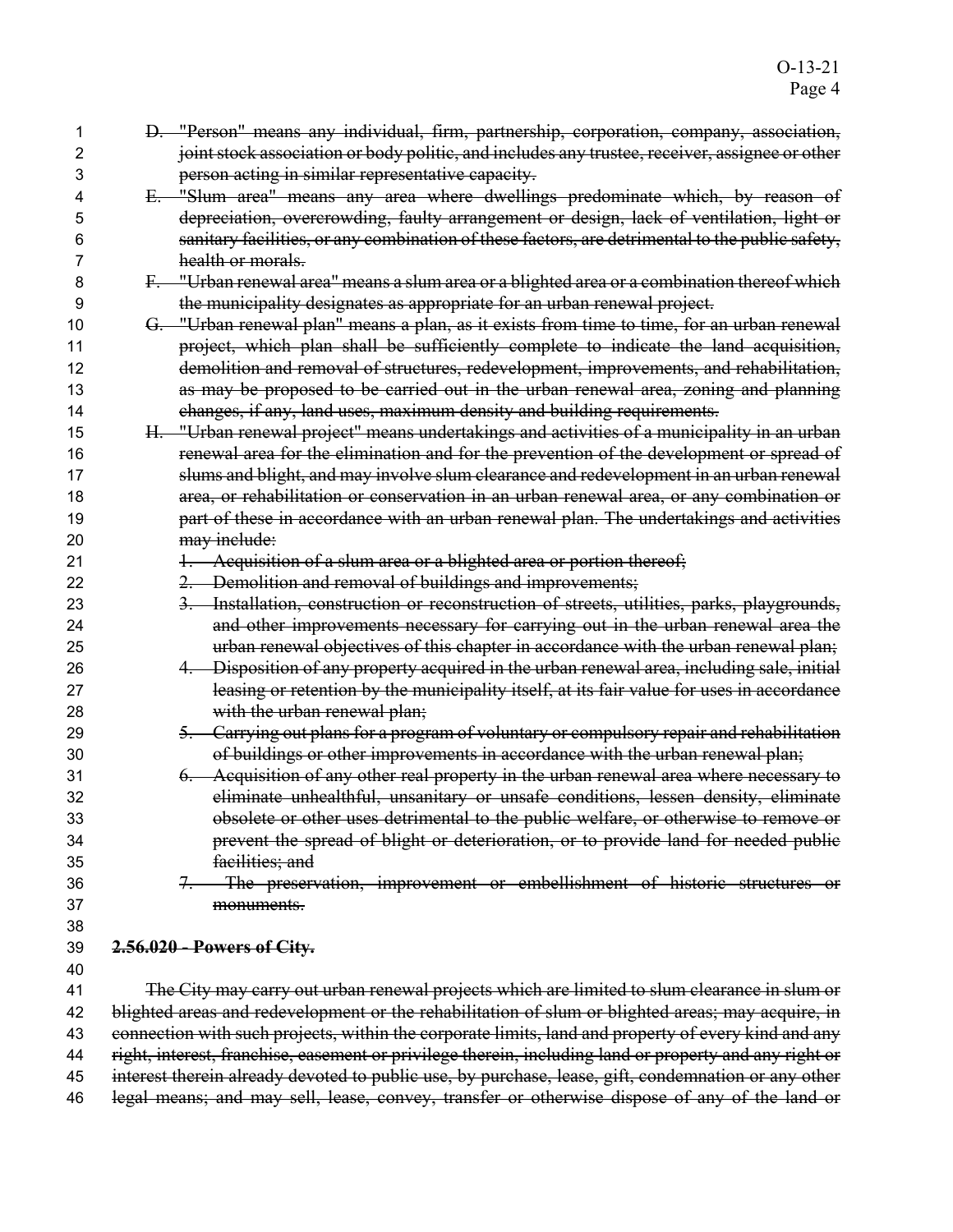D. "Person" means any individual, firm, partnership, corporation, company, association, joint stock association or body politic, and includes any trustee, receiver, assignee or other person acting in similar representative capacity.

E. "Slum area" means any area where dwellings predominate which, by reason of depreciation, overcrowding, faulty arrangement or design, lack of ventilation, light or sanitary facilities, or any combination of these factors, are detrimental to the public safety, health or morals.

F. "Urban renewal area" means a slum area or a blighted area or a combination thereof which the municipality designates as appropriate for an urban renewal project.

G. "Urban renewal plan" means a plan, as it exists from time to time, for an urban renewal project, which plan shall be sufficiently complete to indicate the land acquisition, demolition and removal of structures, redevelopment, improvements, and rehabilitation, as may be proposed to be carried out in the urban renewal area, zoning and planning changes, if any, land uses, maximum density and building requirements.

H. "Urban renewal project" means undertakings and activities of a municipality in an urban renewal area for the elimination and for the prevention of the development or spread of slums and blight, and may involve slum clearance and redevelopment in an urban renewal area, or rehabilitation or conservation in an urban renewal area, or any combination or part of these in accordance with an urban renewal plan. The undertakings and activities may include:

1. Acquisition of a slum area or a blighted area or portion thereof;
2. Demolition and removal of buildings and improvements;
3. Installation, construction or reconstruction of streets, utilities, parks, playgrounds, and other improvements necessary for carrying out in the urban renewal area the urban renewal objectives of this chapter in accordance with the urban renewal plan;
4. Disposition of any property acquired in the urban renewal area, including sale, initial leasing or retention by the municipality itself, at its fair value for uses in accordance with the urban renewal plan;
5. Carrying out plans for a program of voluntary or compulsory repair and rehabilitation of buildings or other improvements in accordance with the urban renewal plan;
6. Acquisition of any other real property in the urban renewal area where necessary to eliminate unhealthful, unsanitary or unsafe conditions, lessen density, eliminate obsolete or other uses detrimental to the public welfare, or otherwise to remove or prevent the spread of blight or deterioration, or to provide land for needed public facilities; and
7. The preservation, improvement or embellishment of historic structures or monuments.

**2.56.020 - Powers of City.**

The City may carry out urban renewal projects which are limited to slum clearance in slum or blighted areas and redevelopment or the rehabilitation of slum or blighted areas; may acquire, in connection with such projects, within the corporate limits, land and property of every kind and any right, interest, franchise, easement or privilege therein, including land or property and any right or interest therein already devoted to public use, by purchase, lease, gift, condemnation or any other legal means; and may sell, lease, convey, transfer or otherwise dispose of any of the land or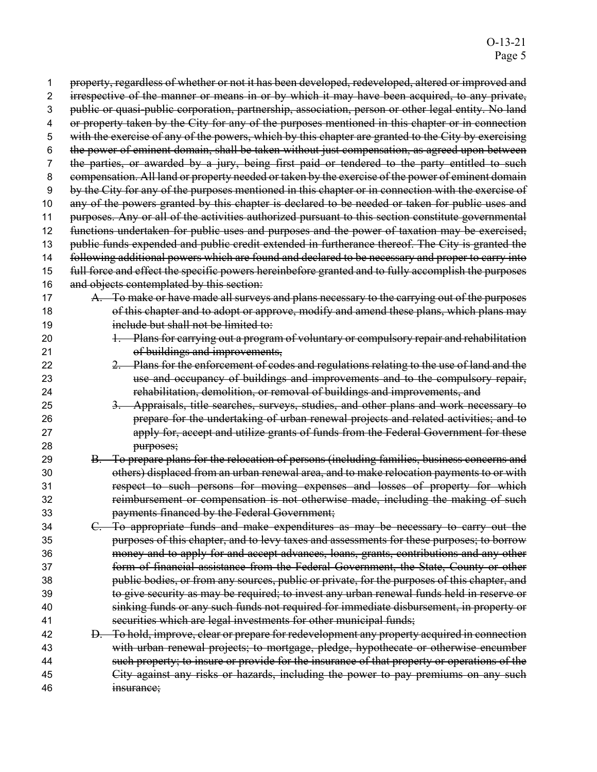~~property, regardless of whether or not it has been developed, redeveloped, altered or improved and irrespective of the manner or means in or by which it may have been acquired, to any private, public or quasi-public corporation, partnership, association, person or other legal entity. No land or property taken by the City for any of the purposes mentioned in this chapter or in connection with the exercise of any of the powers, which by this chapter are granted to the City by exercising the power of eminent domain, shall be taken without just compensation, as agreed upon between the parties, or awarded by a jury, being first paid or tendered to the party entitled to such compensation. All land or property needed or taken by the exercise of the power of eminent domain by the City for any of the purposes mentioned in this chapter or in connection with the exercise of any of the powers granted by this chapter is declared to be needed or taken for public uses and purposes. Any or all of the activities authorized pursuant to this section constitute governmental functions undertaken for public uses and purposes and the power of taxation may be exercised, public funds expended and public credit extended in furtherance thereof. The City is granted the following additional powers which are found and declared to be necessary and proper to carry into full force and effect the specific powers hereinbefore granted and to fully accomplish the purposes and objects contemplated by this section:~~

~~A. To make or have made all surveys and plans necessary to the carrying out of the purposes of this chapter and to adopt or approve, modify and amend these plans, which plans may include but shall not be limited to:~~

~~1. Plans for carrying out a program of voluntary or compulsory repair and rehabilitation of buildings and improvements,~~

~~2. Plans for the enforcement of codes and regulations relating to the use of land and the use and occupancy of buildings and improvements and to the compulsory repair, rehabilitation, demolition, or removal of buildings and improvements, and~~

~~3. Appraisals, title searches, surveys, studies, and other plans and work necessary to prepare for the undertaking of urban renewal projects and related activities; and to apply for, accept and utilize grants of funds from the Federal Government for these purposes;~~

~~B. To prepare plans for the relocation of persons (including families, business concerns and others) displaced from an urban renewal area, and to make relocation payments to or with respect to such persons for moving expenses and losses of property for which reimbursement or compensation is not otherwise made, including the making of such payments financed by the Federal Government;~~

~~C. To appropriate funds and make expenditures as may be necessary to carry out the purposes of this chapter, and to levy taxes and assessments for these purposes; to borrow money and to apply for and accept advances, loans, grants, contributions and any other form of financial assistance from the Federal Government, the State, County or other public bodies, or from any sources, public or private, for the purposes of this chapter, and to give security as may be required; to invest any urban renewal funds held in reserve or sinking funds or any such funds not required for immediate disbursement, in property or securities which are legal investments for other municipal funds;~~

~~D. To hold, improve, clear or prepare for redevelopment any property acquired in connection with urban renewal projects; to mortgage, pledge, hypothecate or otherwise encumber such property; to insure or provide for the insurance of that property or operations of the City against any risks or hazards, including the power to pay premiums on any such insurance;~~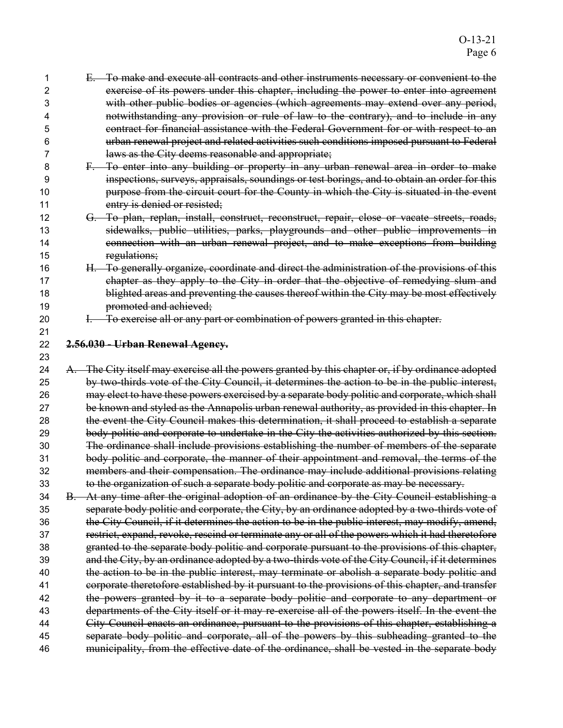~~E. To make and execute all contracts and other instruments necessary or convenient to the exercise of its powers under this chapter, including the power to enter into agreement with other public bodies or agencies (which agreements may extend over any period, notwithstanding any provision or rule of law to the contrary), and to include in any contract for financial assistance with the Federal Government for or with respect to an urban renewal project and related activities such conditions imposed pursuant to Federal laws as the City deems reasonable and appropriate;~~

~~F. To enter into any building or property in any urban renewal area in order to make inspections, surveys, appraisals, soundings or test borings, and to obtain an order for this purpose from the circuit court for the County in which the City is situated in the event entry is denied or resisted;~~

~~G. To plan, replan, install, construct, reconstruct, repair, close or vacate streets, roads, sidewalks, public utilities, parks, playgrounds and other public improvements in connection with an urban renewal project, and to make exceptions from building regulations;~~

~~H. To generally organize, coordinate and direct the administration of the provisions of this chapter as they apply to the City in order that the objective of remedying slum and blighted areas and preventing the causes thereof within the City may be most effectively promoted and achieved;~~

~~I. To exercise all or any part or combination of powers granted in this chapter.~~

**~~2.56.030 - Urban Renewal Agency.~~**

~~A. The City itself may exercise all the powers granted by this chapter or, if by ordinance adopted by two-thirds vote of the City Council, it determines the action to be in the public interest, may elect to have these powers exercised by a separate body politic and corporate, which shall be known and styled as the Annapolis urban renewal authority, as provided in this chapter. In the event the City Council makes this determination, it shall proceed to establish a separate body politic and corporate to undertake in the City the activities authorized by this section. The ordinance shall include provisions establishing the number of members of the separate body politic and corporate, the manner of their appointment and removal, the terms of the members and their compensation. The ordinance may include additional provisions relating to the organization of such a separate body politic and corporate as may be necessary.~~

~~B. At any time after the original adoption of an ordinance by the City Council establishing a separate body politic and corporate, the City, by an ordinance adopted by a two-thirds vote of the City Council, if it determines the action to be in the public interest, may modify, amend, restrict, expand, revoke, rescind or terminate any or all of the powers which it had theretofore granted to the separate body politic and corporate pursuant to the provisions of this chapter, and the City, by an ordinance adopted by a two-thirds vote of the City Council, if it determines the action to be in the public interest, may terminate or abolish a separate body politic and corporate theretofore established by it pursuant to the provisions of this chapter, and transfer the powers granted by it to a separate body politic and corporate to any department or departments of the City itself or it may re-exercise all of the powers itself. In the event the City Council enacts an ordinance, pursuant to the provisions of this chapter, establishing a separate body politic and corporate, all of the powers by this subheading granted to the municipality, from the effective date of the ordinance, shall be vested in the separate body~~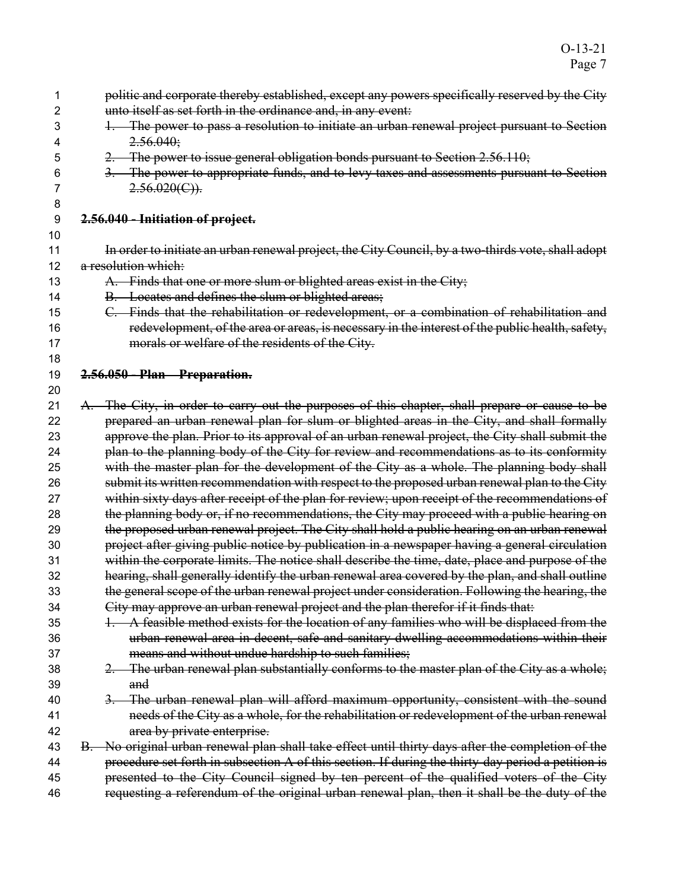politic and corporate thereby established, except any powers specifically reserved by the City unto itself as set forth in the ordinance and, in any event:

1. The power to pass a resolution to initiate an urban renewal project pursuant to Section 2.56.040;
2. The power to issue general obligation bonds pursuant to Section 2.56.110;
3. The power to appropriate funds, and to levy taxes and assessments pursuant to Section 2.56.020(C)).

**2.56.040 - Initiation of project.**

In order to initiate an urban renewal project, the City Council, by a two-thirds vote, shall adopt a resolution which:

A. Finds that one or more slum or blighted areas exist in the City;
B. Locates and defines the slum or blighted areas;
C. Finds that the rehabilitation or redevelopment, or a combination of rehabilitation and redevelopment, of the area or areas, is necessary in the interest of the public health, safety, morals or welfare of the residents of the City.

**2.56.050 - Plan - Preparation.**

A. The City, in order to carry out the purposes of this chapter, shall prepare or cause to be prepared an urban renewal plan for slum or blighted areas in the City, and shall formally approve the plan. Prior to its approval of an urban renewal project, the City shall submit the plan to the planning body of the City for review and recommendations as to its conformity with the master plan for the development of the City as a whole. The planning body shall submit its written recommendation with respect to the proposed urban renewal plan to the City within sixty days after receipt of the plan for review; upon receipt of the recommendations of the planning body or, if no recommendations, the City may proceed with a public hearing on the proposed urban renewal project. The City shall hold a public hearing on an urban renewal project after giving public notice by publication in a newspaper having a general circulation within the corporate limits. The notice shall describe the time, date, place and purpose of the hearing, shall generally identify the urban renewal area covered by the plan, and shall outline the general scope of the urban renewal project under consideration. Following the hearing, the City may approve an urban renewal project and the plan therefor if it finds that:
   1. A feasible method exists for the location of any families who will be displaced from the urban renewal area in decent, safe and sanitary dwelling accommodations within their means and without undue hardship to such families;
   2. The urban renewal plan substantially conforms to the master plan of the City as a whole; and
   3. The urban renewal plan will afford maximum opportunity, consistent with the sound needs of the City as a whole, for the rehabilitation or redevelopment of the urban renewal area by private enterprise.
B. No original urban renewal plan shall take effect until thirty days after the completion of the procedure set forth in subsection A of this section. If during the thirty-day period a petition is presented to the City Council signed by ten percent of the qualified voters of the City requesting a referendum of the original urban renewal plan, then it shall be the duty of the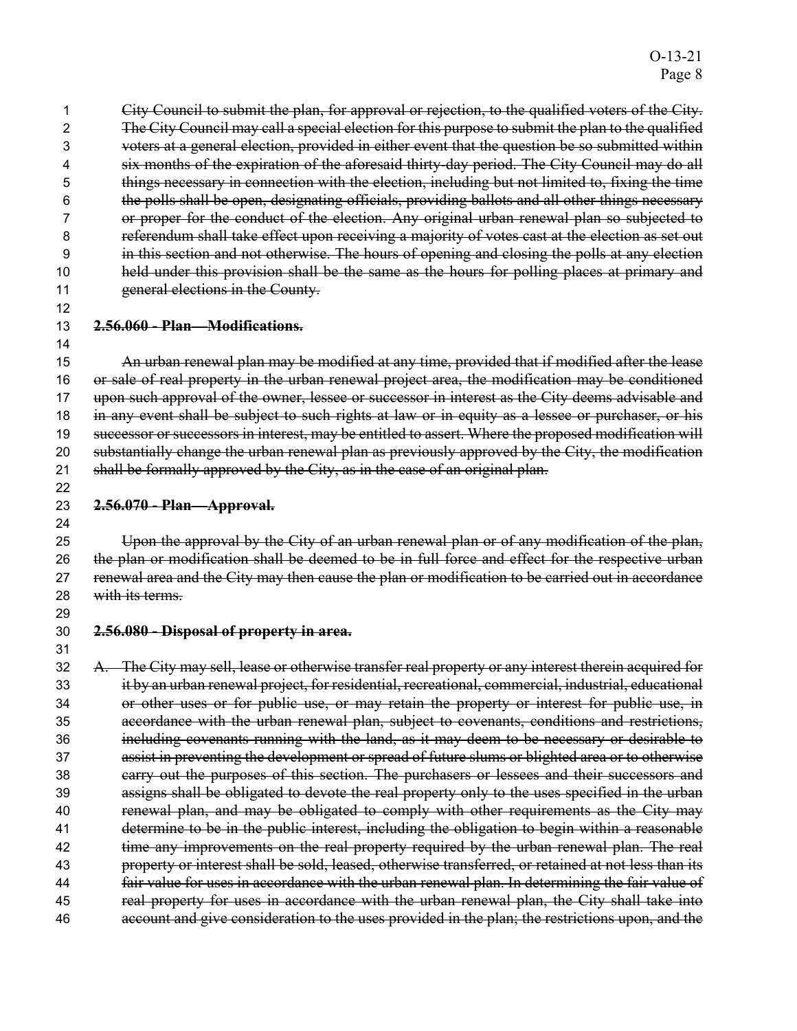~~City Council to submit the plan, for approval or rejection, to the qualified voters of the City. The City Council may call a special election for this purpose to submit the plan to the qualified voters at a general election, provided in either event that the question be so submitted within six months of the expiration of the aforesaid thirty-day period. The City Council may do all things necessary in connection with the election, including but not limited to, fixing the time the polls shall be open, designating officials, providing ballots and all other things necessary or proper for the conduct of the election. Any original urban renewal plan so subjected to referendum shall take effect upon receiving a majority of votes cast at the election as set out in this section and not otherwise. The hours of opening and closing the polls at any election held under this provision shall be the same as the hours for polling places at primary and general elections in the County.~~

~~**2.56.060 - Plan—Modifications.**~~

~~An urban renewal plan may be modified at any time, provided that if modified after the lease or sale of real property in the urban renewal project area, the modification may be conditioned upon such approval of the owner, lessee or successor in interest as the City deems advisable and in any event shall be subject to such rights at law or in equity as a lessee or purchaser, or his successor or successors in interest, may be entitled to assert. Where the proposed modification will substantially change the urban renewal plan as previously approved by the City, the modification shall be formally approved by the City, as in the case of an original plan.~~

~~**2.56.070 - Plan—Approval.**~~

~~Upon the approval by the City of an urban renewal plan or of any modification of the plan, the plan or modification shall be deemed to be in full force and effect for the respective urban renewal area and the City may then cause the plan or modification to be carried out in accordance with its terms.~~

~~**2.56.080 - Disposal of property in area.**~~

~~A. The City may sell, lease or otherwise transfer real property or any interest therein acquired for it by an urban renewal project, for residential, recreational, commercial, industrial, educational or other uses or for public use, or may retain the property or interest for public use, in accordance with the urban renewal plan, subject to covenants, conditions and restrictions, including covenants running with the land, as it may deem to be necessary or desirable to assist in preventing the development or spread of future slums or blighted area or to otherwise carry out the purposes of this section. The purchasers or lessees and their successors and assigns shall be obligated to devote the real property only to the uses specified in the urban renewal plan, and may be obligated to comply with other requirements as the City may determine to be in the public interest, including the obligation to begin within a reasonable time any improvements on the real property required by the urban renewal plan. The real property or interest shall be sold, leased, otherwise transferred, or retained at not less than its fair value for uses in accordance with the urban renewal plan. In determining the fair value of real property for uses in accordance with the urban renewal plan, the City shall take into account and give consideration to the uses provided in the plan; the restrictions upon, and the~~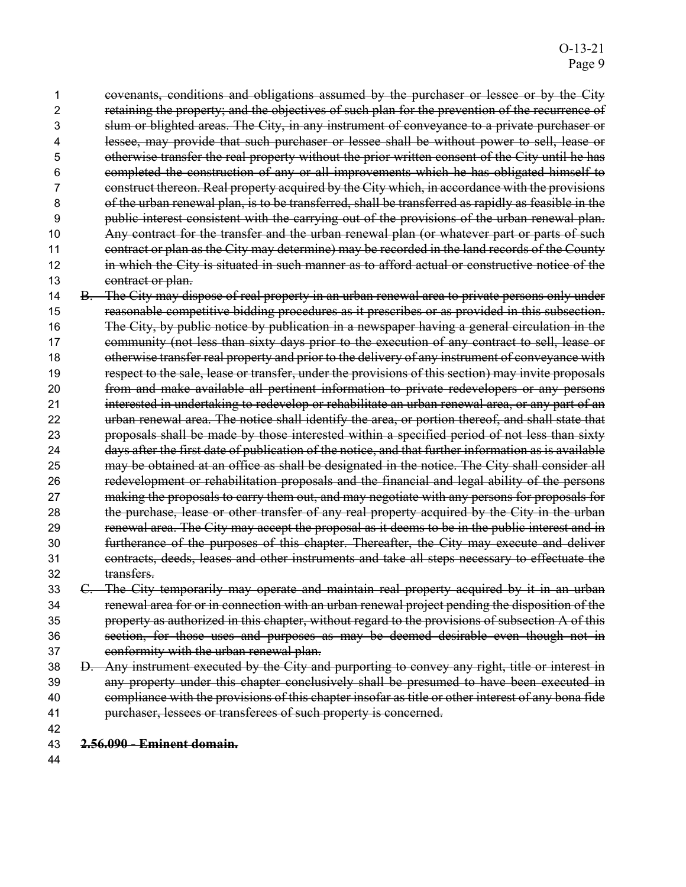~~covenants, conditions and obligations assumed by the purchaser or lessee or by the City retaining the property; and the objectives of such plan for the prevention of the recurrence of slum or blighted areas. The City, in any instrument of conveyance to a private purchaser or lessee, may provide that such purchaser or lessee shall be without power to sell, lease or otherwise transfer the real property without the prior written consent of the City until he has completed the construction of any or all improvements which he has obligated himself to construct thereon. Real property acquired by the City which, in accordance with the provisions of the urban renewal plan, is to be transferred, shall be transferred as rapidly as feasible in the public interest consistent with the carrying out of the provisions of the urban renewal plan. Any contract for the transfer and the urban renewal plan (or whatever part or parts of such contract or plan as the City may determine) may be recorded in the land records of the County in which the City is situated in such manner as to afford actual or constructive notice of the contract or plan.~~

~~B. The City may dispose of real property in an urban renewal area to private persons only under reasonable competitive bidding procedures as it prescribes or as provided in this subsection. The City, by public notice by publication in a newspaper having a general circulation in the community (not less than sixty days prior to the execution of any contract to sell, lease or otherwise transfer real property and prior to the delivery of any instrument of conveyance with respect to the sale, lease or transfer, under the provisions of this section) may invite proposals from and make available all pertinent information to private redevelopers or any persons interested in undertaking to redevelop or rehabilitate an urban renewal area, or any part of an urban renewal area. The notice shall identify the area, or portion thereof, and shall state that proposals shall be made by those interested within a specified period of not less than sixty days after the first date of publication of the notice, and that further information as is available may be obtained at an office as shall be designated in the notice. The City shall consider all redevelopment or rehabilitation proposals and the financial and legal ability of the persons making the proposals to carry them out, and may negotiate with any persons for proposals for the purchase, lease or other transfer of any real property acquired by the City in the urban renewal area. The City may accept the proposal as it deems to be in the public interest and in furtherance of the purposes of this chapter. Thereafter, the City may execute and deliver contracts, deeds, leases and other instruments and take all steps necessary to effectuate the transfers.~~

~~C. The City temporarily may operate and maintain real property acquired by it in an urban renewal area for or in connection with an urban renewal project pending the disposition of the property as authorized in this chapter, without regard to the provisions of subsection A of this section, for those uses and purposes as may be deemed desirable even though not in conformity with the urban renewal plan.~~

~~D. Any instrument executed by the City and purporting to convey any right, title or interest in any property under this chapter conclusively shall be presumed to have been executed in compliance with the provisions of this chapter insofar as title or other interest of any bona fide purchaser, lessees or transferees of such property is concerned.~~

~~**2.56.090 - Eminent domain.**~~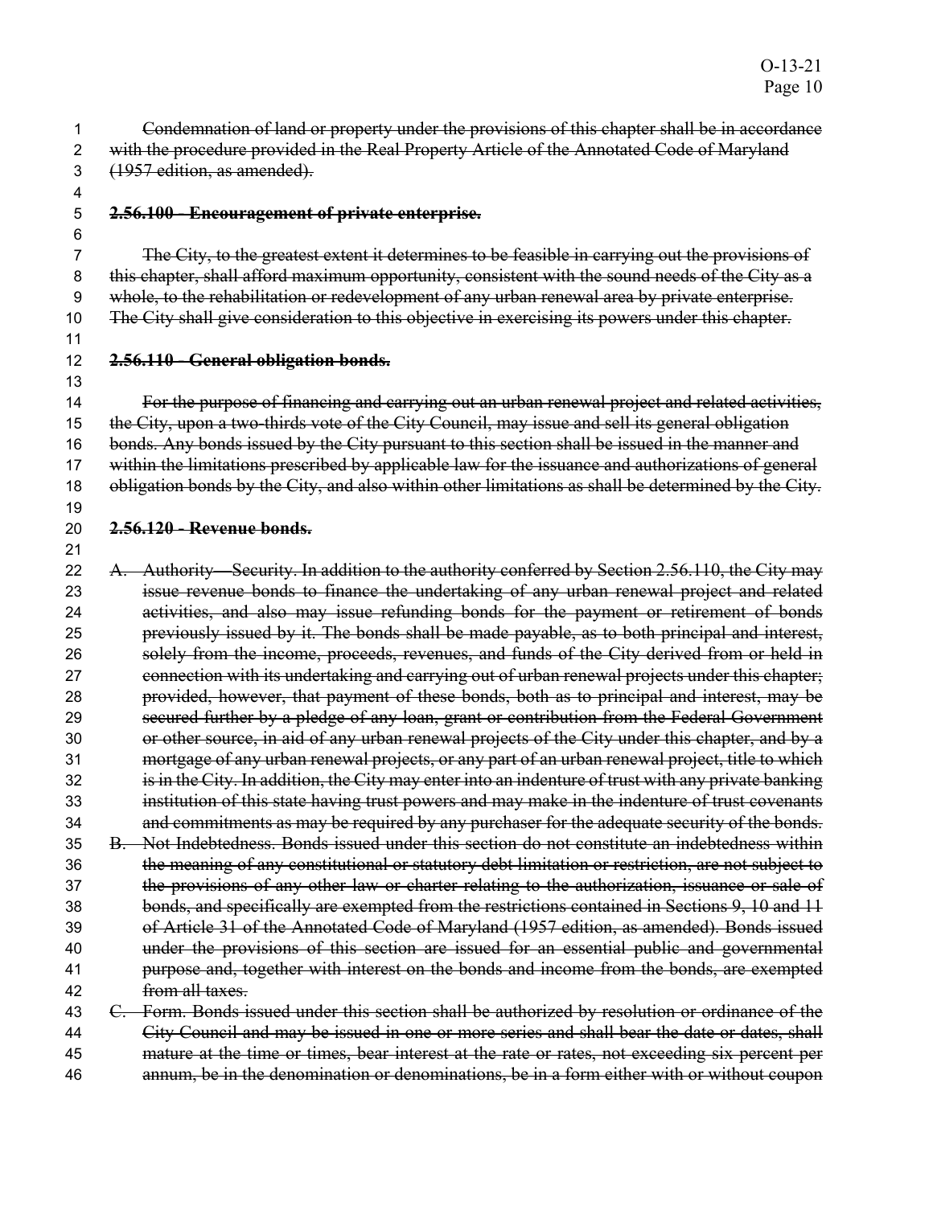~~Condemnation of land or property under the provisions of this chapter shall be in accordance with the procedure provided in the Real Property Article of the Annotated Code of Maryland (1957 edition, as amended).~~

~~**2.56.100 - Encouragement of private enterprise.**~~

~~The City, to the greatest extent it determines to be feasible in carrying out the provisions of this chapter, shall afford maximum opportunity, consistent with the sound needs of the City as a whole, to the rehabilitation or redevelopment of any urban renewal area by private enterprise. The City shall give consideration to this objective in exercising its powers under this chapter.~~

~~**2.56.110 - General obligation bonds.**~~

~~For the purpose of financing and carrying out an urban renewal project and related activities, the City, upon a two-thirds vote of the City Council, may issue and sell its general obligation bonds. Any bonds issued by the City pursuant to this section shall be issued in the manner and within the limitations prescribed by applicable law for the issuance and authorizations of general obligation bonds by the City, and also within other limitations as shall be determined by the City.~~

~~**2.56.120 - Revenue bonds.**~~

~~A. Authority—Security. In addition to the authority conferred by Section 2.56.110, the City may issue revenue bonds to finance the undertaking of any urban renewal project and related activities, and also may issue refunding bonds for the payment or retirement of bonds previously issued by it. The bonds shall be made payable, as to both principal and interest, solely from the income, proceeds, revenues, and funds of the City derived from or held in connection with its undertaking and carrying out of urban renewal projects under this chapter; provided, however, that payment of these bonds, both as to principal and interest, may be secured further by a pledge of any loan, grant or contribution from the Federal Government or other source, in aid of any urban renewal projects of the City under this chapter, and by a mortgage of any urban renewal projects, or any part of an urban renewal project, title to which is in the City. In addition, the City may enter into an indenture of trust with any private banking institution of this state having trust powers and may make in the indenture of trust covenants and commitments as may be required by any purchaser for the adequate security of the bonds.~~

~~B. Not Indebtedness. Bonds issued under this section do not constitute an indebtedness within the meaning of any constitutional or statutory debt limitation or restriction, are not subject to the provisions of any other law or charter relating to the authorization, issuance or sale of bonds, and specifically are exempted from the restrictions contained in Sections 9, 10 and 11 of Article 31 of the Annotated Code of Maryland (1957 edition, as amended). Bonds issued under the provisions of this section are issued for an essential public and governmental purpose and, together with interest on the bonds and income from the bonds, are exempted from all taxes.~~

~~C. Form. Bonds issued under this section shall be authorized by resolution or ordinance of the City Council and may be issued in one or more series and shall bear the date or dates, shall mature at the time or times, bear interest at the rate or rates, not exceeding six percent per annum, be in the denomination or denominations, be in a form either with or without coupon~~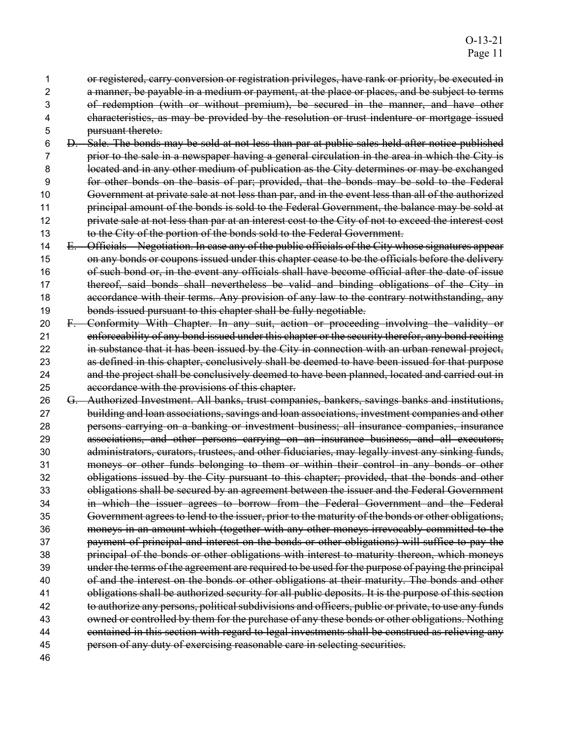~~or registered, carry conversion or registration privileges, have rank or priority, be executed in a manner, be payable in a medium or payment, at the place or places, and be subject to terms of redemption (with or without premium), be secured in the manner, and have other characteristics, as may be provided by the resolution or trust indenture or mortgage issued pursuant thereto.~~

~~D. Sale. The bonds may be sold at not less than par at public sales held after notice published prior to the sale in a newspaper having a general circulation in the area in which the City is located and in any other medium of publication as the City determines or may be exchanged for other bonds on the basis of par; provided, that the bonds may be sold to the Federal Government at private sale at not less than par, and in the event less than all of the authorized principal amount of the bonds is sold to the Federal Government, the balance may be sold at private sale at not less than par at an interest cost to the City of not to exceed the interest cost to the City of the portion of the bonds sold to the Federal Government.~~

~~E. Officials – Negotiation. In case any of the public officials of the City whose signatures appear on any bonds or coupons issued under this chapter cease to be the officials before the delivery of such bond or, in the event any officials shall have become official after the date of issue thereof, said bonds shall nevertheless be valid and binding obligations of the City in accordance with their terms. Any provision of any law to the contrary notwithstanding, any bonds issued pursuant to this chapter shall be fully negotiable.~~

~~F. Conformity With Chapter. In any suit, action or proceeding involving the validity or enforceability of any bond issued under this chapter or the security therefor, any bond reciting in substance that it has been issued by the City in connection with an urban renewal project, as defined in this chapter, conclusively shall be deemed to have been issued for that purpose and the project shall be conclusively deemed to have been planned, located and carried out in accordance with the provisions of this chapter.~~

~~G. Authorized Investment. All banks, trust companies, bankers, savings banks and institutions, building and loan associations, savings and loan associations, investment companies and other persons carrying on a banking or investment business; all insurance companies, insurance associations, and other persons carrying on an insurance business, and all executors, administrators, curators, trustees, and other fiduciaries, may legally invest any sinking funds, moneys or other funds belonging to them or within their control in any bonds or other obligations issued by the City pursuant to this chapter; provided, that the bonds and other obligations shall be secured by an agreement between the issuer and the Federal Government in which the issuer agrees to borrow from the Federal Government and the Federal Government agrees to lend to the issuer, prior to the maturity of the bonds or other obligations, moneys in an amount which (together with any other moneys irrevocably committed to the payment of principal and interest on the bonds or other obligations) will suffice to pay the principal of the bonds or other obligations with interest to maturity thereon, which moneys under the terms of the agreement are required to be used for the purpose of paying the principal of and the interest on the bonds or other obligations at their maturity. The bonds and other obligations shall be authorized security for all public deposits. It is the purpose of this section to authorize any persons, political subdivisions and officers, public or private, to use any funds owned or controlled by them for the purchase of any these bonds or other obligations. Nothing contained in this section with regard to legal investments shall be construed as relieving any person of any duty of exercising reasonable care in selecting securities.~~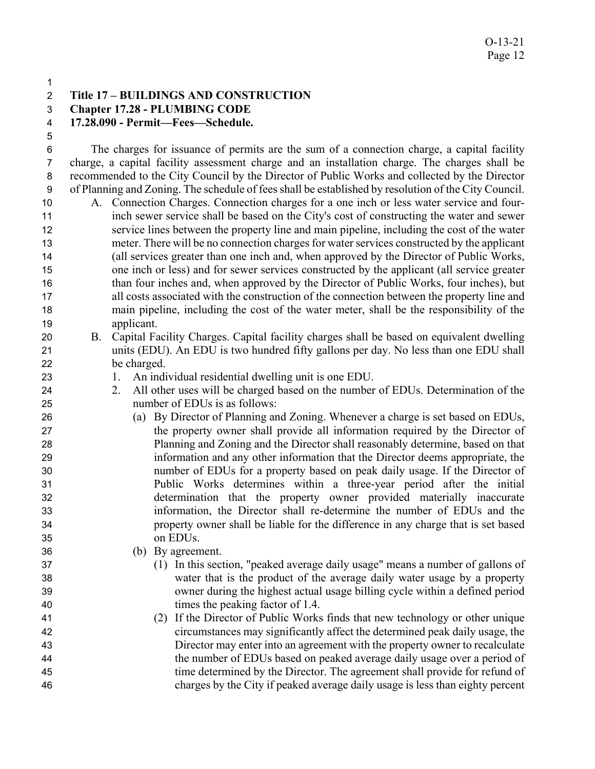**Title 17 – BUILDINGS AND CONSTRUCTION**
**Chapter 17.28 - PLUMBING CODE**
**17.28.090 - Permit—Fees—Schedule.**

The charges for issuance of permits are the sum of a connection charge, a capital facility charge, a capital facility assessment charge and an installation charge. The charges shall be recommended to the City Council by the Director of Public Works and collected by the Director of Planning and Zoning. The schedule of fees shall be established by resolution of the City Council.

A. Connection Charges. Connection charges for a one inch or less water service and four-inch sewer service shall be based on the City's cost of constructing the water and sewer service lines between the property line and main pipeline, including the cost of the water meter. There will be no connection charges for water services constructed by the applicant (all services greater than one inch and, when approved by the Director of Public Works, one inch or less) and for sewer services constructed by the applicant (all service greater than four inches and, when approved by the Director of Public Works, four inches), but all costs associated with the construction of the connection between the property line and main pipeline, including the cost of the water meter, shall be the responsibility of the applicant.

B. Capital Facility Charges. Capital facility charges shall be based on equivalent dwelling units (EDU). An EDU is two hundred fifty gallons per day. No less than one EDU shall be charged.

   1. An individual residential dwelling unit is one EDU.
   2. All other uses will be charged based on the number of EDUs. Determination of the number of EDUs is as follows:
      (a) By Director of Planning and Zoning. Whenever a charge is set based on EDUs, the property owner shall provide all information required by the Director of Planning and Zoning and the Director shall reasonably determine, based on that information and any other information that the Director deems appropriate, the number of EDUs for a property based on peak daily usage. If the Director of Public Works determines within a three-year period after the initial determination that the property owner provided materially inaccurate information, the Director shall re-determine the number of EDUs and the property owner shall be liable for the difference in any charge that is set based on EDUs.
      (b) By agreement.
         (1) In this section, "peaked average daily usage" means a number of gallons of water that is the product of the average daily water usage by a property owner during the highest actual usage billing cycle within a defined period times the peaking factor of 1.4.
         (2) If the Director of Public Works finds that new technology or other unique circumstances may significantly affect the determined peak daily usage, the Director may enter into an agreement with the property owner to recalculate the number of EDUs based on peaked average daily usage over a period of time determined by the Director. The agreement shall provide for refund of charges by the City if peaked average daily usage is less than eighty percent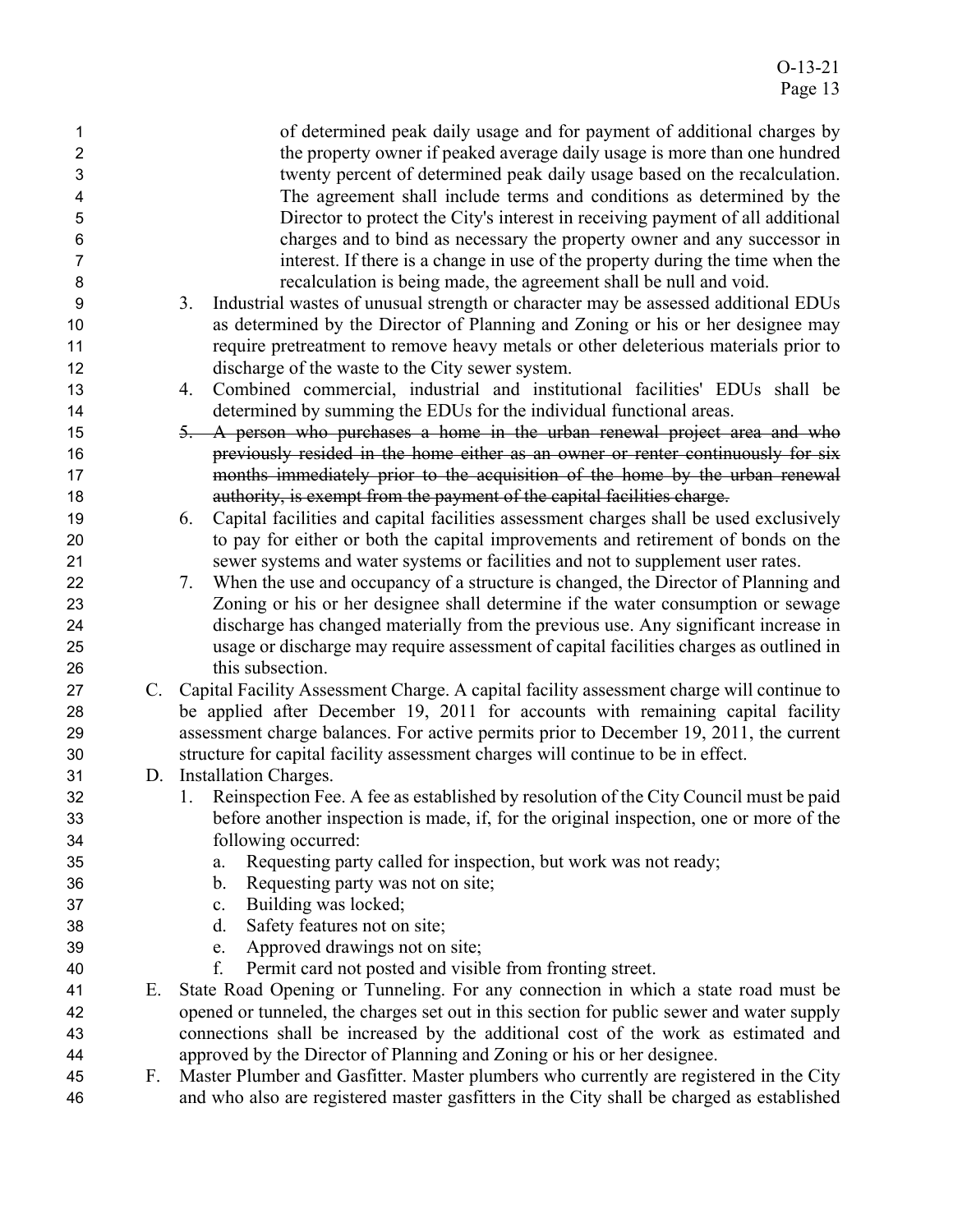of determined peak daily usage and for payment of additional charges by the property owner if peaked average daily usage is more than one hundred twenty percent of determined peak daily usage based on the recalculation. The agreement shall include terms and conditions as determined by the Director to protect the City's interest in receiving payment of all additional charges and to bind as necessary the property owner and any successor in interest. If there is a change in use of the property during the time when the recalculation is being made, the agreement shall be null and void.

3. Industrial wastes of unusual strength or character may be assessed additional EDUs as determined by the Director of Planning and Zoning or his or her designee may require pretreatment to remove heavy metals or other deleterious materials prior to discharge of the waste to the City sewer system.
4. Combined commercial, industrial and institutional facilities' EDUs shall be determined by summing the EDUs for the individual functional areas.
5. ~~A person who purchases a home in the urban renewal project area and who previously resided in the home either as an owner or renter continuously for six months immediately prior to the acquisition of the home by the urban renewal authority, is exempt from the payment of the capital facilities charge.~~
6. Capital facilities and capital facilities assessment charges shall be used exclusively to pay for either or both the capital improvements and retirement of bonds on the sewer systems and water systems or facilities and not to supplement user rates.
7. When the use and occupancy of a structure is changed, the Director of Planning and Zoning or his or her designee shall determine if the water consumption or sewage discharge has changed materially from the previous use. Any significant increase in usage or discharge may require assessment of capital facilities charges as outlined in this subsection.

C. Capital Facility Assessment Charge. A capital facility assessment charge will continue to be applied after December 19, 2011 for accounts with remaining capital facility assessment charge balances. For active permits prior to December 19, 2011, the current structure for capital facility assessment charges will continue to be in effect.

D. Installation Charges.
   1. Reinspection Fee. A fee as established by resolution of the City Council must be paid before another inspection is made, if, for the original inspection, one or more of the following occurred:
      a. Requesting party called for inspection, but work was not ready;
      b. Requesting party was not on site;
      c. Building was locked;
      d. Safety features not on site;
      e. Approved drawings not on site;
      f. Permit card not posted and visible from fronting street.

E. State Road Opening or Tunneling. For any connection in which a state road must be opened or tunneled, the charges set out in this section for public sewer and water supply connections shall be increased by the additional cost of the work as estimated and approved by the Director of Planning and Zoning or his or her designee.

F. Master Plumber and Gasfitter. Master plumbers who currently are registered in the City and who also are registered master gasfitters in the City shall be charged as established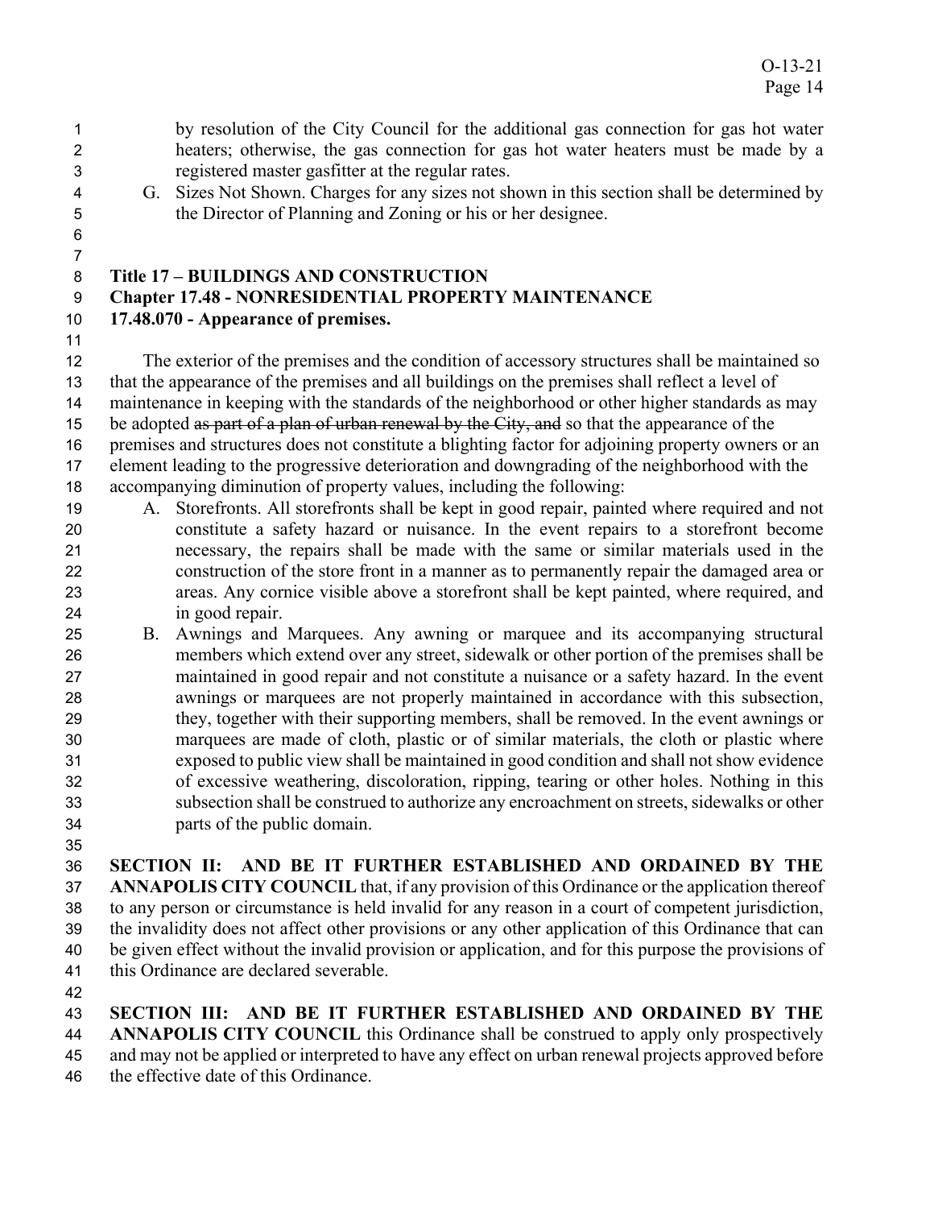by resolution of the City Council for the additional gas connection for gas hot water heaters; otherwise, the gas connection for gas hot water heaters must be made by a registered master gasfitter at the regular rates.

G. Sizes Not Shown. Charges for any sizes not shown in this section shall be determined by the Director of Planning and Zoning or his or her designee.

**Title 17 – BUILDINGS AND CONSTRUCTION**
**Chapter 17.48 - NONRESIDENTIAL PROPERTY MAINTENANCE**
**17.48.070 - Appearance of premises.**

The exterior of the premises and the condition of accessory structures shall be maintained so that the appearance of the premises and all buildings on the premises shall reflect a level of maintenance in keeping with the standards of the neighborhood or other higher standards as may be adopted ~~as part of a plan of urban renewal by the City, and~~ so that the appearance of the premises and structures does not constitute a blighting factor for adjoining property owners or an element leading to the progressive deterioration and downgrading of the neighborhood with the accompanying diminution of property values, including the following:

A. Storefronts. All storefronts shall be kept in good repair, painted where required and not constitute a safety hazard or nuisance. In the event repairs to a storefront become necessary, the repairs shall be made with the same or similar materials used in the construction of the store front in a manner as to permanently repair the damaged area or areas. Any cornice visible above a storefront shall be kept painted, where required, and in good repair.

B. Awnings and Marquees. Any awning or marquee and its accompanying structural members which extend over any street, sidewalk or other portion of the premises shall be maintained in good repair and not constitute a nuisance or a safety hazard. In the event awnings or marquees are not properly maintained in accordance with this subsection, they, together with their supporting members, shall be removed. In the event awnings or marquees are made of cloth, plastic or of similar materials, the cloth or plastic where exposed to public view shall be maintained in good condition and shall not show evidence of excessive weathering, discoloration, ripping, tearing or other holes. Nothing in this subsection shall be construed to authorize any encroachment on streets, sidewalks or other parts of the public domain.

**SECTION II: AND BE IT FURTHER ESTABLISHED AND ORDAINED BY THE ANNAPOLIS CITY COUNCIL** that, if any provision of this Ordinance or the application thereof to any person or circumstance is held invalid for any reason in a court of competent jurisdiction, the invalidity does not affect other provisions or any other application of this Ordinance that can be given effect without the invalid provision or application, and for this purpose the provisions of this Ordinance are declared severable.

**SECTION III: AND BE IT FURTHER ESTABLISHED AND ORDAINED BY THE ANNAPOLIS CITY COUNCIL** this Ordinance shall be construed to apply only prospectively and may not be applied or interpreted to have any effect on urban renewal projects approved before the effective date of this Ordinance.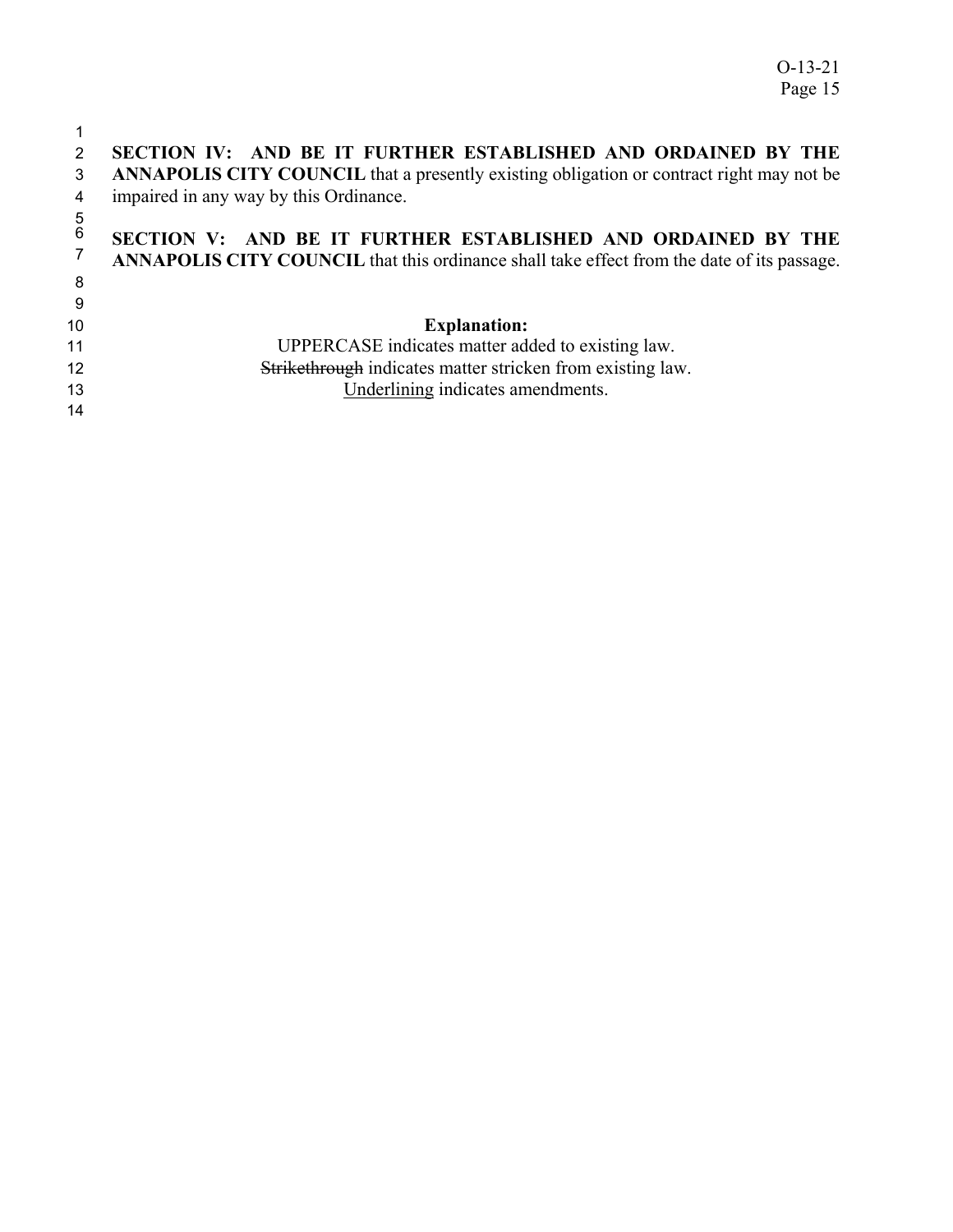**SECTION IV: AND BE IT FURTHER ESTABLISHED AND ORDAINED BY THE ANNAPOLIS CITY COUNCIL** that a presently existing obligation or contract right may not be impaired in any way by this Ordinance.

**SECTION V: AND BE IT FURTHER ESTABLISHED AND ORDAINED BY THE ANNAPOLIS CITY COUNCIL** that this ordinance shall take effect from the date of its passage.

**Explanation:**

UPPERCASE indicates matter added to existing law.

~~Strikethrough~~ indicates matter stricken from existing law.

<u>Underlining</u> indicates amendments.